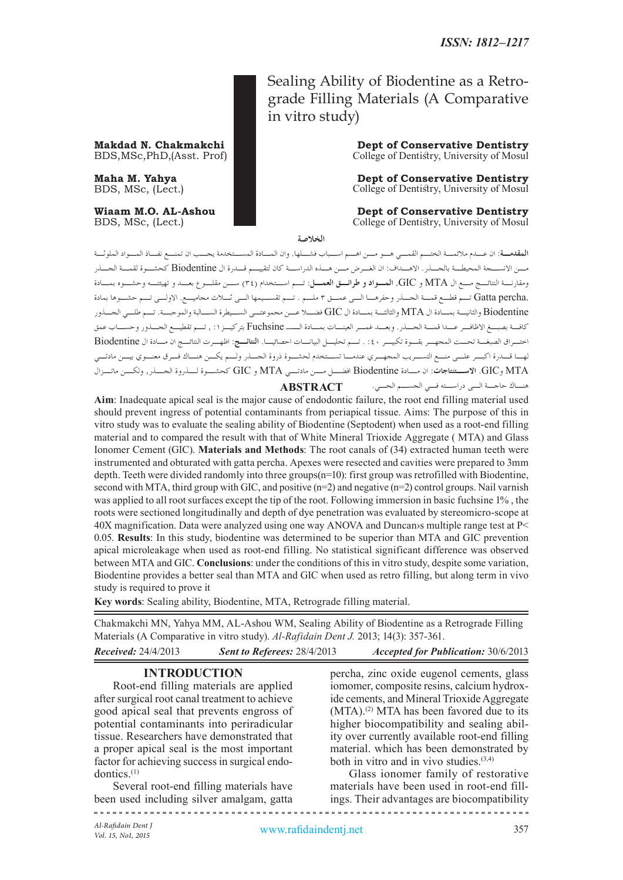# Sealing Ability of Biodentine as a Retrograde Filling Materials (A Comparative in vitro study)

**Makdad N. Chakmakchi**
BDS,MSc,PhD,(Asst. Prof)
**Dept of Conservative Dentistry**
College of Dentistry, University of Mosul

**Maha M. Yahya**
BDS, MSc, (Lect.)
**Dept of Conservative Dentistry**
College of Dentistry, University of Mosul

**Wiaam M.O. AL-Ashou**
BDS, MSc, (Lect.)
**Dept of Conservative Dentistry**
College of Dentistry, University of Mosul

### الخلاصة

**المقدمة**: ان عدم ملائمة الختم القمي هو من اهم اسباب فشلها. وان المادة المستخدمة يجب ان تمنع نفاذ المواد الملوثة من الانسجة المحيطة بالجذر. الاهداف: ان الغرض من هذه الدراسة كان لتقييم قدرة ال Biodentine كحشوة لقمة الجذر ومقارنة النتائج مع ال MTA و GIC. **المواد و طرائق العمل**: تم استخدام (٣٤) سن مقلوع بعد و تهيئته وحشوه بمادة Gatta percha. تم قطع قمة الجذر وحفرها الى عمق ٣ ملم . تم تقسيمها الى ثلاث مجاميع. الاولى تم حشوها بمادة Biodentine والثانية بمادة ال MTA والثالثة بمادة ال GIC فضلا عن مجموعتي السيطرة السالبة والموجبة. تم طلي الجذور كافة بصبغ الاظافر عدا قمة الجذر. وبعد غمر العينات بمادة الـ Fuchsine بتركيز ١: , تم تقطيع الجذور وحساب عمق اختراق الصبغة تحت المجهر بقوة تكبير ٤٠: . تم تحليل البيانات احصائيا. **النتائج**: اظهرت النتائج ان مادة ال Biodentine لها قدرة اكبر على منع التسريب المجهري عندما تستخدم لحشوة ذروة الجذر ولم يكن هناك فرق معنوي بين مادتي MTA و GIC. **الاستنتاجات**: ان مادة Biodentine افضل من مادتي MTA و GIC كحشوة لذروة الجذر, ولكن ماتزال هناك حاجة الى دراسته في الجسم الحي.

### ABSTRACT

**Aim**: Inadequate apical seal is the major cause of endodontic failure, the root end filling material used should prevent ingress of potential contaminants from periapical tissue. Aims: The purpose of this in vitro study was to evaluate the sealing ability of Biodentine (Septodent) when used as a root-end filling material and to compared the result with that of White Mineral Trioxide Aggregate ( MTA) and Glass Ionomer Cement (GIC). **Materials and Methods**: The root canals of (34) extracted human teeth were instrumented and obturated with gatta percha. Apexes were resected and cavities were prepared to 3mm depth. Teeth were divided randomly into three groups(n=10): first group was retrofilled with Biodentine, second with MTA, third group with GIC, and positive (n=2) and negative (n=2) control groups. Nail varnish was applied to all root surfaces except the tip of the root. Following immersion in basic fuchsine 1% , the roots were sectioned longitudinally and depth of dye penetration was evaluated by stereomicro-scope at 40X magnification. Data were analyzed using one way ANOVA and Duncan›s multiple range test at $P< 0.05$. **Results**: In this study, biodentine was determined to be superior than MTA and GIC prevention apical microleakage when used as root-end filling. No statistical significant difference was observed between MTA and GIC. **Conclusions**: under the conditions of this in vitro study, despite some variation, Biodentine provides a better seal than MTA and GIC when used as retro filling, but along term in vivo study is required to prove it

**Key words**: Sealing ability, Biodentine, MTA, Retrograde filling material.

Chakmakchi MN, Yahya MM, AL-Ashou WM, Sealing Ability of Biodentine as a Retrograde Filling Materials (A Comparative in vitro study). *Al-Rafidain Dent J.* 2013; 14(3): 357-361.

*Received:* 24/4/2013 *Sent to Referees:* 28/4/2013 *Accepted for Publication:* 30/6/2013

## INTRODUCTION

Root-end filling materials are applied after surgical root canal treatment to achieve good apical seal that prevents engross of potential contaminants into periradicular tissue. Researchers have demonstrated that a proper apical seal is the most important factor for achieving success in surgical endodontics.[1]

Several root-end filling materials have been used including silver amalgam, gatta percha, zinc oxide eugenol cements, glass iomomer, composite resins, calcium hydroxide cements, and Mineral Trioxide Aggregate (MTA).[2] MTA has been favored due to its higher biocompatibility and sealing ability over currently available root-end filling material. which has been demonstrated by both in vitro and in vivo studies.[3,4]

Glass ionomer family of restorative materials have been used in root-end fillings. Their advantages are biocompatibility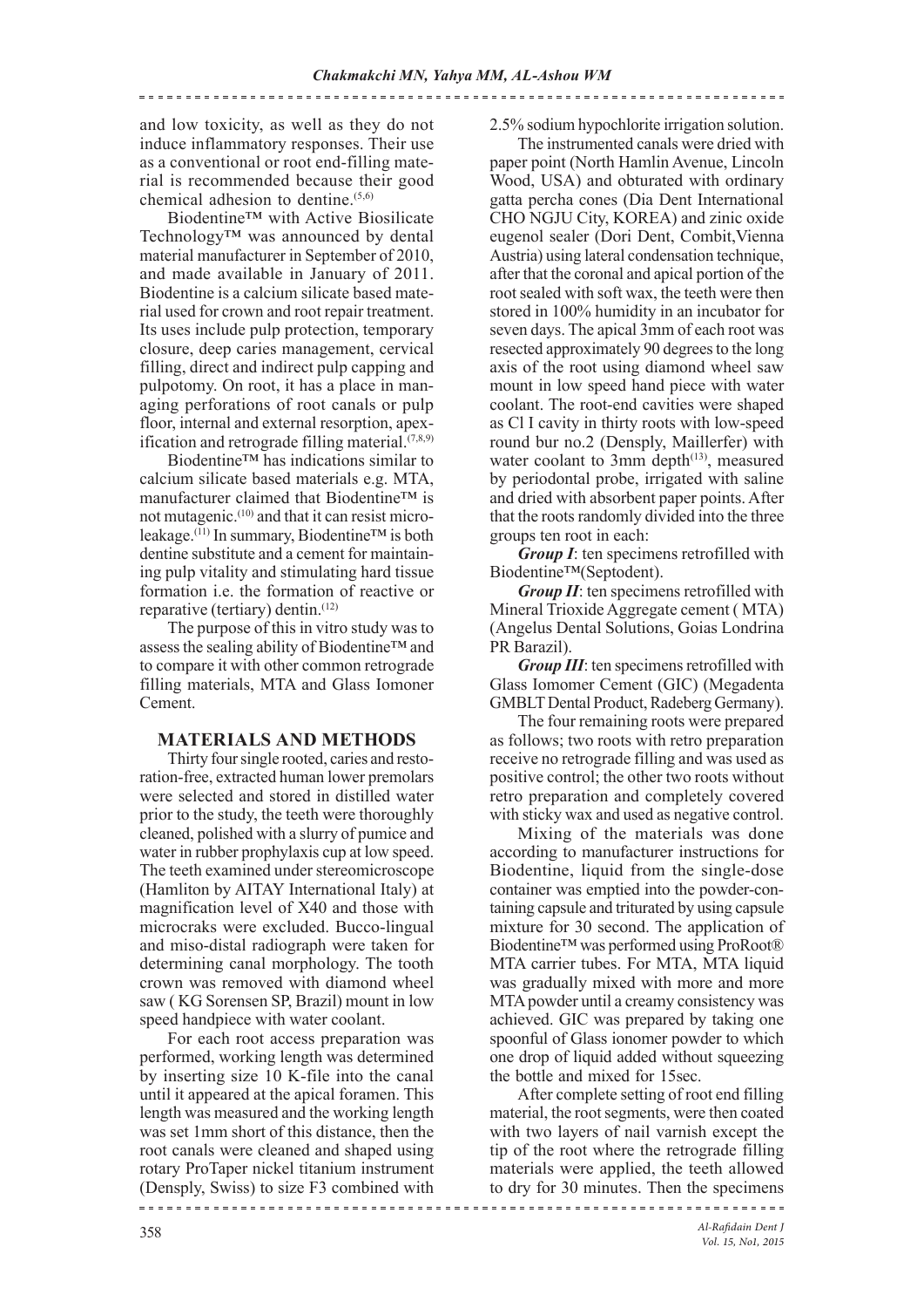and low toxicity, as well as they do not induce inflammatory responses. Their use as a conventional or root end-filling material is recommended because their good chemical adhesion to dentine.[5,6]

Biodentine™ with Active Biosilicate Technology™ was announced by dental material manufacturer in September of 2010, and made available in January of 2011. Biodentine is a calcium silicate based material used for crown and root repair treatment. Its uses include pulp protection, temporary closure, deep caries management, cervical filling, direct and indirect pulp capping and pulpotomy. On root, it has a place in managing perforations of root canals or pulp floor, internal and external resorption, apexification and retrograde filling material.[7,8,9]

Biodentine™ has indications similar to calcium silicate based materials e.g. MTA, manufacturer claimed that Biodentine™ is not mutagenic.[10] and that it can resist microleakage.[11] In summary, Biodentine™ is both dentine substitute and a cement for maintaining pulp vitality and stimulating hard tissue formation i.e. the formation of reactive or reparative (tertiary) dentin.[12]

The purpose of this in vitro study was to assess the sealing ability of Biodentine™ and to compare it with other common retrograde filling materials, MTA and Glass Iomoner Cement.

## MATERIALS AND METHODS

Thirty four single rooted, caries and restoration-free, extracted human lower premolars were selected and stored in distilled water prior to the study, the teeth were thoroughly cleaned, polished with a slurry of pumice and water in rubber prophylaxis cup at low speed. The teeth examined under stereomicroscope (Hamliton by AITAY International Italy) at magnification level of X40 and those with microcraks were excluded. Bucco-lingual and miso-distal radiograph were taken for determining canal morphology. The tooth crown was removed with diamond wheel saw ( KG Sorensen SP, Brazil) mount in low speed handpiece with water coolant.

For each root access preparation was performed, working length was determined by inserting size 10 K-file into the canal until it appeared at the apical foramen. This length was measured and the working length was set 1mm short of this distance, then the root canals were cleaned and shaped using rotary ProTaper nickel titanium instrument (Densply, Swiss) to size F3 combined with 2.5% sodium hypochlorite irrigation solution.

The instrumented canals were dried with paper point (North Hamlin Avenue, Lincoln Wood, USA) and obturated with ordinary gatta percha cones (Dia Dent International CHO NGJU City, KOREA) and zinic oxide eugenol sealer (Dori Dent, Combit,Vienna Austria) using lateral condensation technique, after that the coronal and apical portion of the root sealed with soft wax, the teeth were then stored in 100% humidity in an incubator for seven days. The apical 3mm of each root was resected approximately 90 degrees to the long axis of the root using diamond wheel saw mount in low speed hand piece with water coolant. The root-end cavities were shaped as Cl I cavity in thirty roots with low-speed round bur no.2 (Densply, Maillerfer) with water coolant to 3mm depth[13], measured by periodontal probe, irrigated with saline and dried with absorbent paper points. After that the roots randomly divided into the three groups ten root in each:

***Group I***: ten specimens retrofilled with Biodentine™(Septodent).

***Group II***: ten specimens retrofilled with Mineral Trioxide Aggregate cement ( MTA) (Angelus Dental Solutions, Goias Londrina PR Barazil).

***Group III***: ten specimens retrofilled with Glass Iomomer Cement (GIC) (Megadenta GMBLT Dental Product, Radeberg Germany).

The four remaining roots were prepared as follows; two roots with retro preparation receive no retrograde filling and was used as positive control; the other two roots without retro preparation and completely covered with sticky wax and used as negative control.

Mixing of the materials was done according to manufacturer instructions for Biodentine, liquid from the single-dose container was emptied into the powder-containing capsule and triturated by using capsule mixture for 30 second. The application of Biodentine™ was performed using ProRoot® MTA carrier tubes. For MTA, MTA liquid was gradually mixed with more and more MTA powder until a creamy consistency was achieved. GIC was prepared by taking one spoonful of Glass ionomer powder to which one drop of liquid added without squeezing the bottle and mixed for 15sec.

After complete setting of root end filling material, the root segments, were then coated with two layers of nail varnish except the tip of the root where the retrograde filling materials were applied, the teeth allowed to dry for 30 minutes. Then the specimens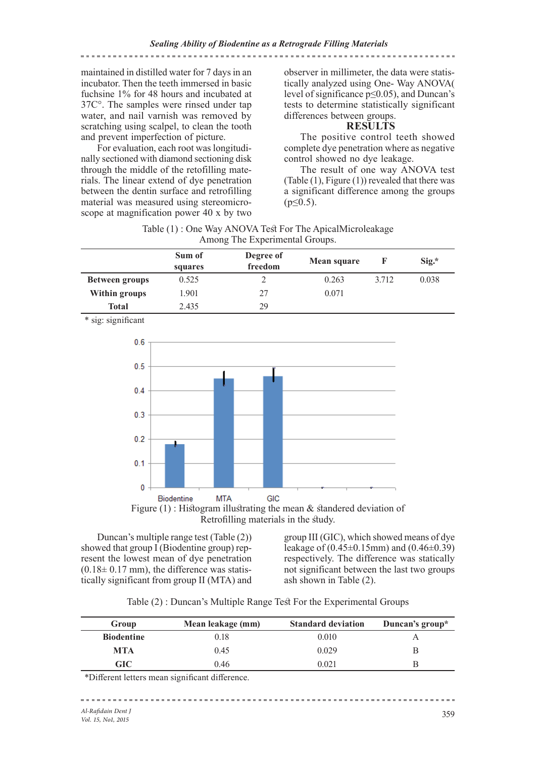maintained in distilled water for 7 days in an incubator. Then the teeth immersed in basic fuchsine 1% for 48 hours and incubated at 37C°. The samples were rinsed under tap water, and nail varnish was removed by scratching using scalpel, to clean the tooth and prevent imperfection of picture.

For evaluation, each root was longitudinally sectioned with diamond sectioning disk through the middle of the retofilling materials. The linear extend of dye penetration between the dentin surface and retrofilling material was measured using stereomicroscope at magnification power 40 x by two observer in millimeter, the data were statistically analyzed using One- Way ANOVA( level of significance p≤0.05), and Duncan's tests to determine statistically significant differences between groups.

## RESULTS

The positive control teeth showed complete dye penetration where as negative control showed no dye leakage.

The result of one way ANOVA test (Table (1), Figure (1)) revealed that there was a significant difference among the groups (p≤0.5).

Table (1) : One Way ANOVA Test For The ApicalMicroleakage Among The Experimental Groups.

| | Sum of squares | Degree of freedom | Mean square | F | Sig.* |
|---|---|---|---|---|---|
| **Between groups** | 0.525 | 2 | 0.263 | 3.712 | 0.038 |
| **Within groups** | 1.901 | 27 | 0.071 | | |
| **Total** | 2.435 | 29 | | | |

\* sig: significant

Figure (1) : Histogram illustrating the mean & standered deviation of Retrofilling materials in the study.

Duncan's multiple range test (Table (2)) showed that group I (Biodentine group) represent the lowest mean of dye penetration (0.18± 0.17 mm), the difference was statistically significant from group II (MTA) and group III (GIC), which showed means of dye leakage of (0.45±0.15mm) and (0.46±0.39) respectively. The difference was statically not significant between the last two groups ash shown in Table (2).

Table (2) : Duncan's Multiple Range Test For the Experimental Groups

| Group | Mean leakage (mm) | Standard deviation | Duncan's group* |
|---|---|---|---|
| **Biodentine** | 0.18 | 0.010 | A |
| **MTA** | 0.45 | 0.029 | B |
| **GIC** | 0.46 | 0.021 | B |

\*Different letters mean significant difference.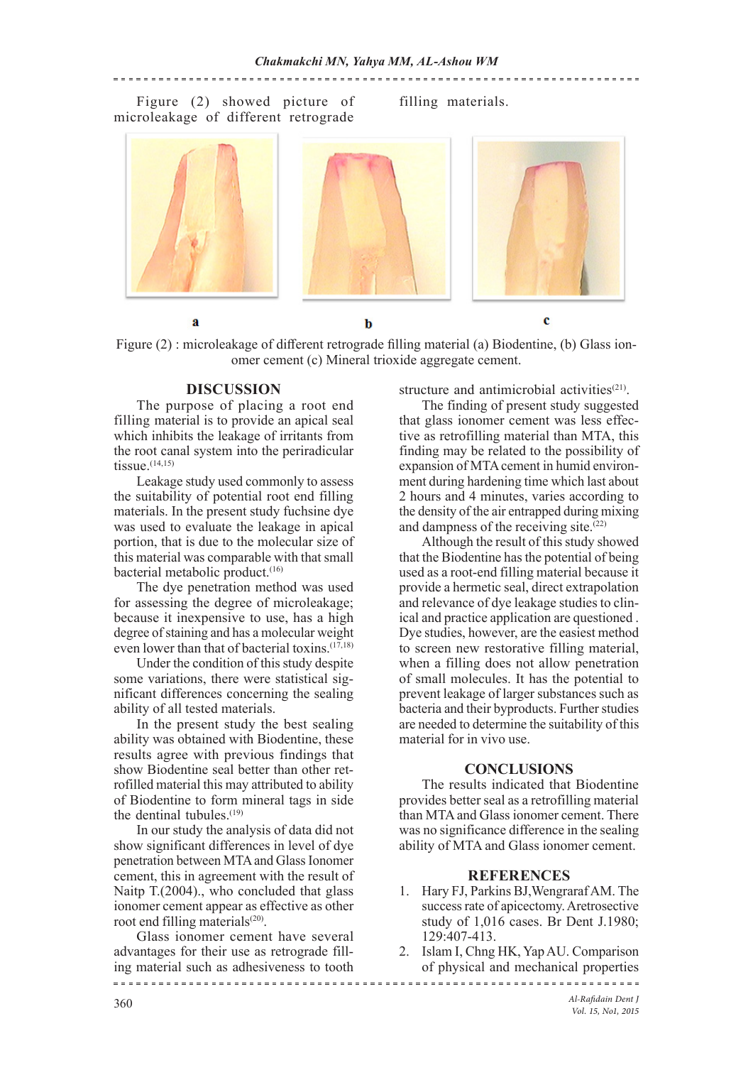Figure (2) showed picture of microleakage of different retrograde filling materials.

a b c

Figure (2) : microleakage of different retrograde filling material (a) Biodentine, (b) Glass ionomer cement (c) Mineral trioxide aggregate cement.

## DISCUSSION

The purpose of placing a root end filling material is to provide an apical seal which inhibits the leakage of irritants from the root canal system into the periradicular tissue.[14,15]

Leakage study used commonly to assess the suitability of potential root end filling materials. In the present study fuchsine dye was used to evaluate the leakage in apical portion, that is due to the molecular size of this material was comparable with that small bacterial metabolic product.[16]

The dye penetration method was used for assessing the degree of microleakage; because it inexpensive to use, has a high degree of staining and has a molecular weight even lower than that of bacterial toxins.[17,18]

Under the condition of this study despite some variations, there were statistical significant differences concerning the sealing ability of all tested materials.

In the present study the best sealing ability was obtained with Biodentine, these results agree with previous findings that show Biodentine seal better than other retrofilled material this may attributed to ability of Biodentine to form mineral tags in side the dentinal tubules.[19]

In our study the analysis of data did not show significant differences in level of dye penetration between MTA and Glass Ionomer cement, this in agreement with the result of Naitp T.(2004)., who concluded that glass ionomer cement appear as effective as other root end filling materials[20].

Glass ionomer cement have several advantages for their use as retrograde filling material such as adhesiveness to tooth structure and antimicrobial activities[21].

The finding of present study suggested that glass ionomer cement was less effective as retrofilling material than MTA, this finding may be related to the possibility of expansion of MTA cement in humid environment during hardening time which last about 2 hours and 4 minutes, varies according to the density of the air entrapped during mixing and dampness of the receiving site.[22]

Although the result of this study showed that the Biodentine has the potential of being used as a root-end filling material because it provide a hermetic seal, direct extrapolation and relevance of dye leakage studies to clinical and practice application are questioned . Dye studies, however, are the easiest method to screen new restorative filling material, when a filling does not allow penetration of small molecules. It has the potential to prevent leakage of larger substances such as bacteria and their byproducts. Further studies are needed to determine the suitability of this material for in vivo use.

## CONCLUSIONS

The results indicated that Biodentine provides better seal as a retrofilling material than MTA and Glass ionomer cement. There was no significance difference in the sealing ability of MTA and Glass ionomer cement.

## REFERENCES

1. Hary FJ, Parkins BJ,Wengraraf AM. The success rate of apicectomy. Aretrosective study of 1,016 cases. Br Dent J.1980; 129:407-413.
2. Islam I, Chng HK, Yap AU. Comparison of physical and mechanical properties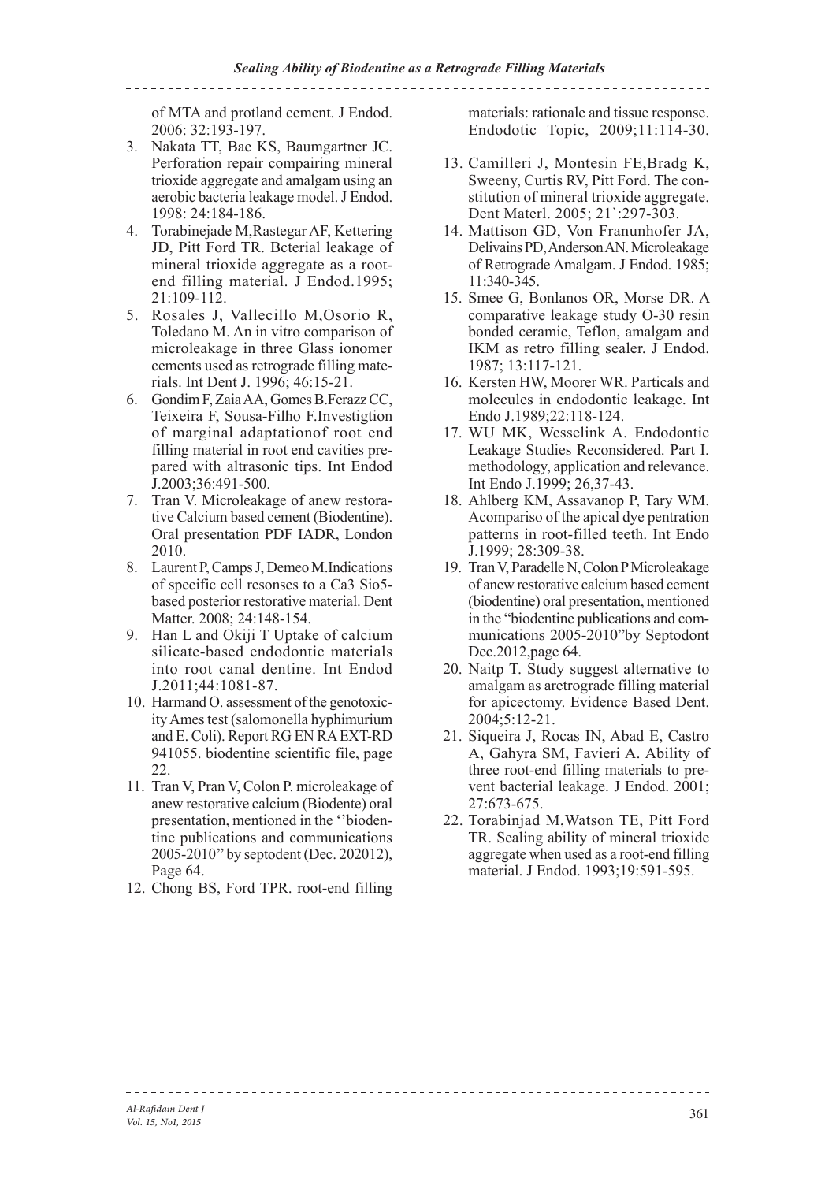of MTA and protland cement. J Endod. 2006: 32:193-197.

3. Nakata TT, Bae KS, Baumgartner JC. Perforation repair compairing mineral trioxide aggregate and amalgam using an aerobic bacteria leakage model. J Endod. 1998: 24:184-186.
4. Torabinejade M,Rastegar AF, Kettering JD, Pitt Ford TR. Bcterial leakage of mineral trioxide aggregate as a root-end filling material. J Endod.1995; 21:109-112.
5. Rosales J, Vallecillo M,Osorio R, Toledano M. An in vitro comparison of microleakage in three Glass ionomer cements used as retrograde filling materials. Int Dent J. 1996; 46:15-21.
6. Gondim F, Zaia AA, Gomes B.Ferazz CC, Teixeira F, Sousa-Filho F.Investigtion of marginal adaptationof root end filling material in root end cavities prepared with altrasonic tips. Int Endod J.2003;36:491-500.
7. Tran V. Microleakage of anew restorative Calcium based cement (Biodentine). Oral presentation PDF IADR, London 2010.
8. Laurent P, Camps J, Demeo M.Indications of specific cell resonses to a Ca3 Sio5-based posterior restorative material. Dent Matter. 2008; 24:148-154.
9. Han L and Okiji T Uptake of calcium silicate-based endodontic materials into root canal dentine. Int Endod J.2011;44:1081-87.
10. Harmand O. assessment of the genotoxicity Ames test (salomonella hyphimurium and E. Coli). Report RG EN RA EXT-RD 941055. biodentine scientific file, page 22.
11. Tran V, Pran V, Colon P. microleakage of anew restorative calcium (Biodente) oral presentation, mentioned in the ''biodentine publications and communications 2005-2010'' by septodent (Dec. 202012), Page 64.
12. Chong BS, Ford TPR. root-end filling materials: rationale and tissue response. Endodotic Topic, 2009;11:114-30.
13. Camilleri J, Montesin FE,Bradg K, Sweeny, Curtis RV, Pitt Ford. The constitution of mineral trioxide aggregate. Dent Materl. 2005; 21`:297-303.
14. Mattison GD, Von Franunhofer JA, Delivains PD, Anderson AN. Microleakage of Retrograde Amalgam. J Endod. 1985; 11:340-345.
15. Smee G, Bonlanos OR, Morse DR. A comparative leakage study O-30 resin bonded ceramic, Teflon, amalgam and IKM as retro filling sealer. J Endod. 1987; 13:117-121.
16. Kersten HW, Moorer WR. Particals and molecules in endodontic leakage. Int Endo J.1989;22:118-124.
17. WU MK, Wesselink A. Endodontic Leakage Studies Reconsidered. Part I. methodology, application and relevance. Int Endo J.1999; 26,37-43.
18. Ahlberg KM, Assavanop P, Tary WM. Acompariso of the apical dye pentration patterns in root-filled teeth. Int Endo J.1999; 28:309-38.
19. Tran V, Paradelle N, Colon P Microleakage of anew restorative calcium based cement (biodentine) oral presentation, mentioned in the "biodentine publications and communications 2005-2010"by Septodont Dec.2012,page 64.
20. Naitp T. Study suggest alternative to amalgam as aretrograde filling material for apicectomy. Evidence Based Dent. 2004;5:12-21.
21. Siqueira J, Rocas IN, Abad E, Castro A, Gahyra SM, Favieri A. Ability of three root-end filling materials to prevent bacterial leakage. J Endod. 2001; 27:673-675.
22. Torabinjad M,Watson TE, Pitt Ford TR. Sealing ability of mineral trioxide aggregate when used as a root-end filling material. J Endod. 1993;19:591-595.